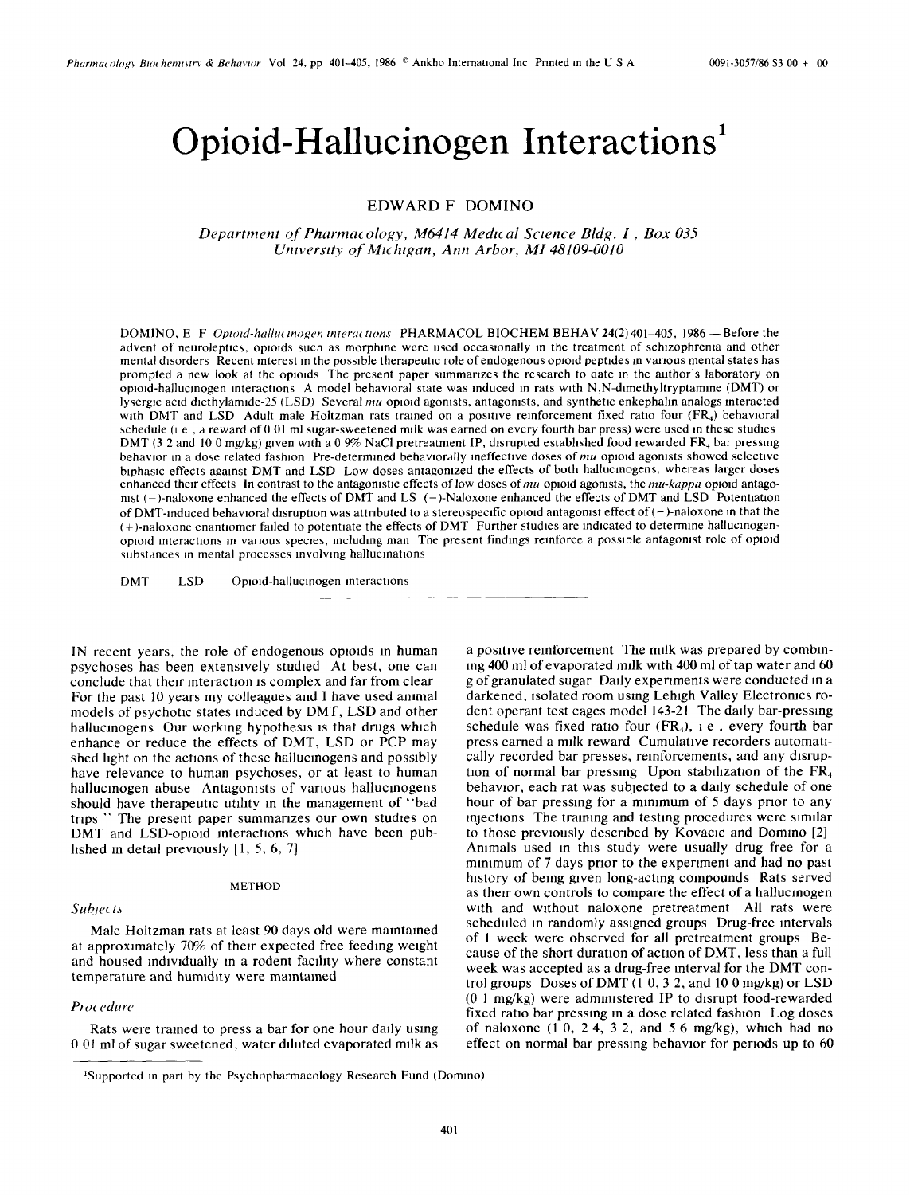# Opioid-Hallucinogen Interactions[1]

EDWARD F DOMINO

*Department of Pharmacology, M6414 Medical Science Bldg. I, Box 035*
*University of Michigan, Ann Arbor, MI 48109-0010*

DOMINO, E F *Opioid-hallucinogen interactions* PHARMACOL BIOCHEM BEHAV **24**(2) 401-405, 1986 —Before the advent of neuroleptics, opioids such as morphine were used occasionally in the treatment of schizophrenia and other mental disorders Recent interest in the possible therapeutic role of endogenous opioid peptides in various mental states has prompted a new look at the opioids The present paper summarizes the research to date in the author's laboratory on opioid-hallucinogen interactions A model behavioral state was induced in rats with N,N-dimethyltryptamine (DMT) or lysergic acid diethylamide-25 (LSD) Several *mu* opioid agonists, antagonists, and synthetic enkephalin analogs interacted with DMT and LSD Adult male Holtzman rats trained on a positive reinforcement fixed ratio four ($FR_4$) behavioral schedule (i e , a reward of 0 01 ml sugar-sweetened milk was earned on every fourth bar press) were used in these studies DMT (3 2 and 10 0 mg/kg) given with a 0 9% NaCl pretreatment IP, disrupted established food rewarded $FR_4$ bar pressing behavior in a dose related fashion Pre-determined behaviorally ineffective doses of *mu* opioid agonists showed selective biphasic effects against DMT and LSD Low doses antagonized the effects of both hallucinogens, whereas larger doses enhanced their effects In contrast to the antagonistic effects of low doses of *mu* opioid agonists, the *mu-kappa* opioid antagonist (−)-naloxone enhanced the effects of DMT and LSD (−)-Naloxone enhanced the effects of DMT and LSD Potentiation of DMT-induced behavioral disruption was attributed to a stereospecific opioid antagonist effect of (−)-naloxone in that the (+)-naloxone enantiomer failed to potentiate the effects of DMT Further studies are indicated to determine hallucinogen-opioid interactions in various species, including man The present findings reinforce a possible antagonist role of opioid substances in mental processes involving hallucinations

DMT LSD Opioid-hallucinogen interactions

IN recent years, the role of endogenous opioids in human psychoses has been extensively studied At best, one can conclude that their interaction is complex and far from clear For the past 10 years my colleagues and I have used animal models of psychotic states induced by DMT, LSD and other hallucinogens Our working hypothesis is that drugs which enhance or reduce the effects of DMT, LSD or PCP may shed light on the actions of these hallucinogens and possibly have relevance to human psychoses, or at least to human hallucinogen abuse Antagonists of various hallucinogens should have therapeutic utility in the management of "bad trips" The present paper summarizes our own studies on DMT and LSD-opioid interactions which have been published in detail previously [1, 5, 6, 7]

## METHOD

### *Subjects*

Male Holtzman rats at least 90 days old were maintained at approximately 70% of their expected free feeding weight and housed individually in a rodent facility where constant temperature and humidity were maintained

### *Procedure*

Rats were trained to press a bar for one hour daily using 0 01 ml of sugar sweetened, water diluted evaporated milk as a positive reinforcement The milk was prepared by combining 400 ml of evaporated milk with 400 ml of tap water and 60 g of granulated sugar Daily experiments were conducted in a darkened, isolated room using Lehigh Valley Electronics rodent operant test cages model 143-21 The daily bar-pressing schedule was fixed ratio four ($FR_4$), i e , every fourth bar press earned a milk reward Cumulative recorders automatically recorded bar presses, reinforcements, and any disruption of normal bar pressing Upon stabilization of the $FR_4$ behavior, each rat was subjected to a daily schedule of one hour of bar pressing for a minimum of 5 days prior to any injections The training and testing procedures were similar to those previously described by Kovacic and Domino [2] Animals used in this study were usually drug free for a minimum of 7 days prior to the experiment and had no past history of being given long-acting compounds Rats served as their own controls to compare the effect of a hallucinogen with and without naloxone pretreatment All rats were scheduled in randomly assigned groups Drug-free intervals of 1 week were observed for all pretreatment groups Because of the short duration of action of DMT, less than a full week was accepted as a drug-free interval for the DMT control groups Doses of DMT (1 0, 3 2, and 10 0 mg/kg) or LSD (0 1 mg/kg) were administered IP to disrupt food-rewarded fixed ratio bar pressing in a dose related fashion Log doses of naloxone (1 0, 2 4, 3 2, and 5 6 mg/kg), which had no effect on normal bar pressing behavior for periods up to 60

[1]Supported in part by the Psychopharmacology Research Fund (Domino)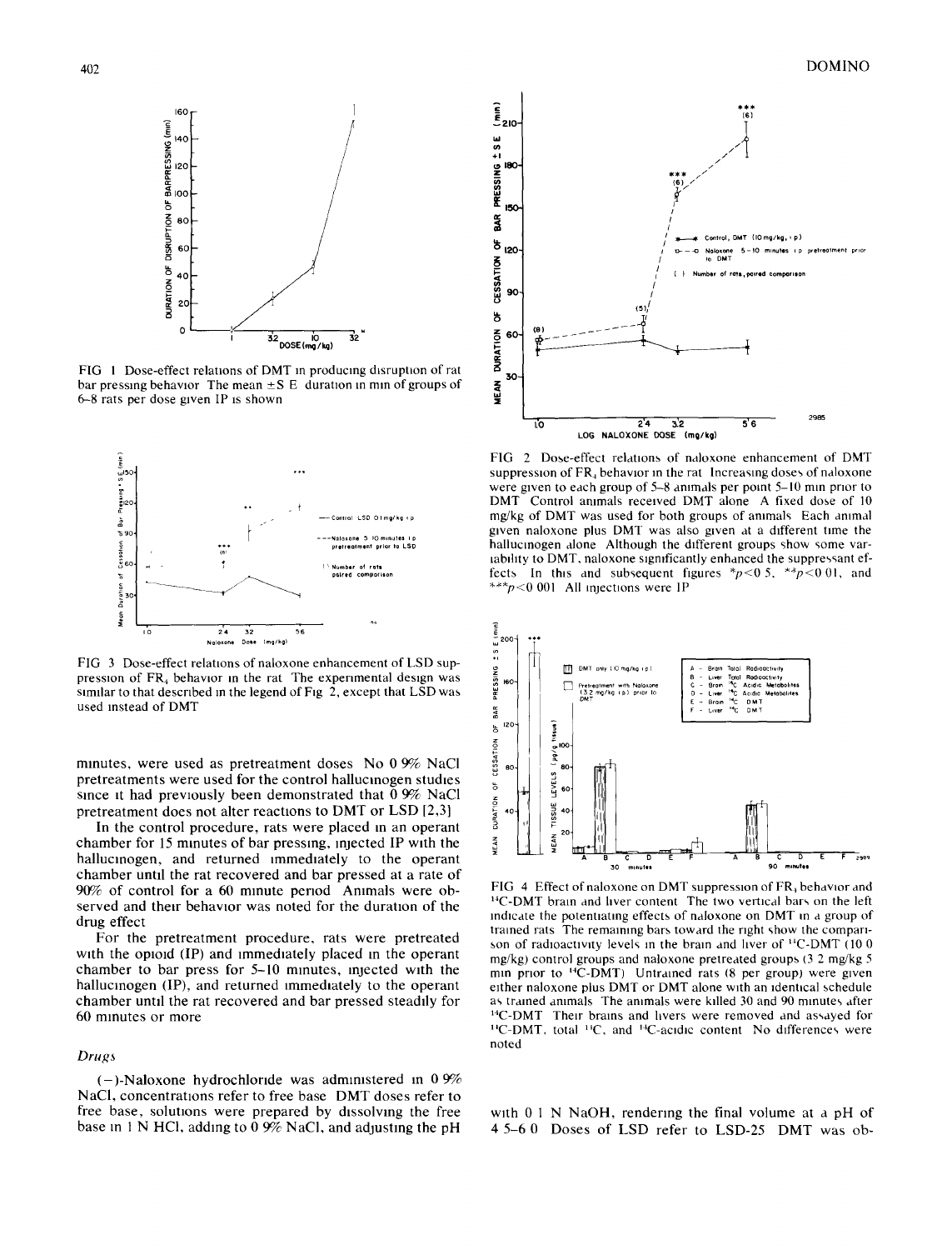FIG 1 Dose-effect relations of DMT in producing disruption of rat bar pressing behavior The mean ±S E duration in min of groups of 6–8 rats per dose given IP is shown

FIG 2 Dose-effect relations of naloxone enhancement of DMT suppression of $FR_4$ behavior in the rat Increasing doses of naloxone were given to each group of 5–8 animals per point 5–10 min prior to DMT Control animals received DMT alone A fixed dose of 10 mg/kg of DMT was used for both groups of animals Each animal given naloxone plus DMT was also given at a different time the hallucinogen alone Although the different groups show some variability to DMT, naloxone significantly enhanced the suppressant effects In this and subsequent figures $^{*}p<0.5$, $^{**}p<0.01$, and $^{***}p<0.001$ All injections were IP

FIG 3 Dose-effect relations of naloxone enhancement of LSD suppression of $FR_4$ behavior in the rat The experimental design was similar to that described in the legend of Fig 2, except that LSD was used instead of DMT

minutes, were used as pretreatment doses No 0 9% NaCl pretreatments were used for the control hallucinogen studies since it had previously been demonstrated that 0 9% NaCl pretreatment does not alter reactions to DMT or LSD [2,3]

In the control procedure, rats were placed in an operant chamber for 15 minutes of bar pressing, injected IP with the hallucinogen, and returned immediately to the operant chamber until the rat recovered and bar pressed at a rate of 90% of control for a 60 minute period Animals were observed and their behavior was noted for the duration of the drug effect

For the pretreatment procedure, rats were pretreated with the opioid (IP) and immediately placed in the operant chamber to bar press for 5–10 minutes, injected with the hallucinogen (IP), and returned immediately to the operant chamber until the rat recovered and bar pressed steadily for 60 minutes or more

### *Drugs*

(−)-Naloxone hydrochloride was administered in 0 9% NaCl, concentrations refer to free base DMT doses refer to free base, solutions were prepared by dissolving the free base in 1 N HCl, adding to 0 9% NaCl, and adjusting the pH with 0 1 N NaOH, rendering the final volume at a pH of 4 5–6 0 Doses of LSD refer to LSD-25 DMT was ob-

FIG 4 Effect of naloxone on DMT suppression of $FR_4$ behavior and $^{14}C$-DMT brain and liver content The two vertical bars on the left indicate the potentiating effects of naloxone on DMT in a group of trained rats The remaining bars toward the right show the comparison of radioactivity levels in the brain and liver of $^{14}C$-DMT (10 0 mg/kg) control groups and naloxone pretreated groups (3 2 mg/kg 5 min prior to $^{14}C$-DMT) Untrained rats (8 per group) were given either naloxone plus DMT or DMT alone with an identical schedule as trained animals The animals were killed 30 and 90 minutes after $^{14}C$-DMT Their brains and livers were removed and assayed for $^{14}C$-DMT, total $^{14}C$, and $^{14}C$-acidic content No differences were noted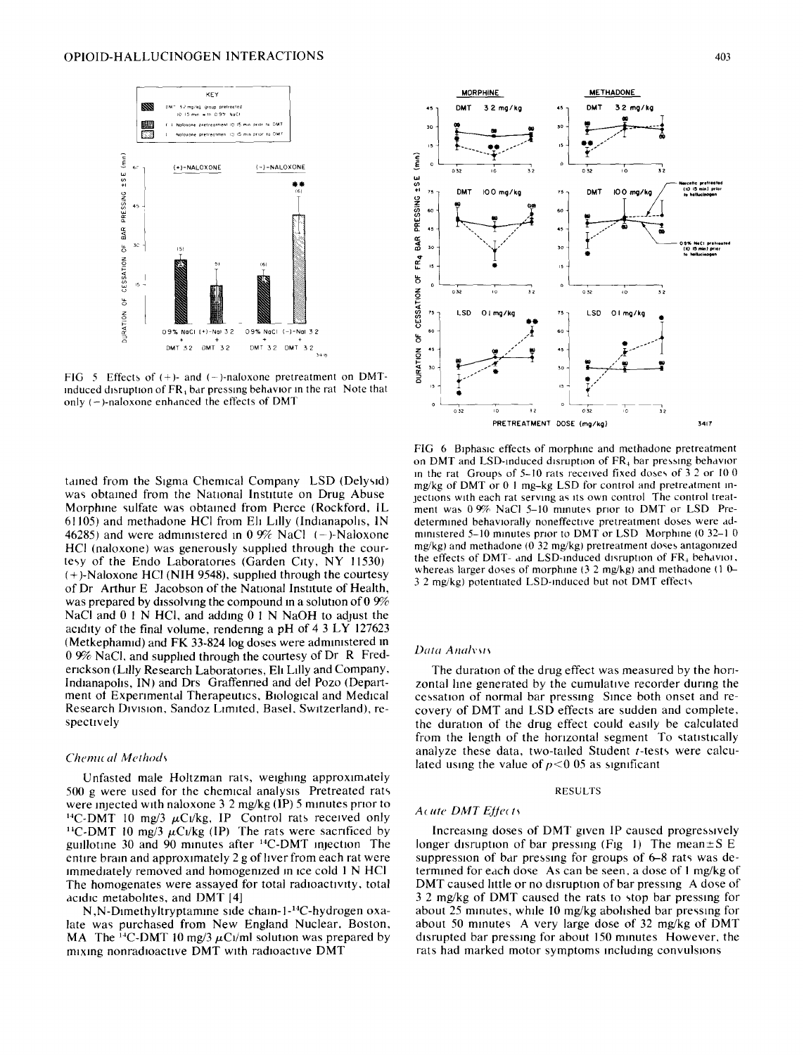FIG 5 Effects of (+)- and (−)-naloxone pretreatment on DMT-induced disruption of $FR_1$ bar pressing behavior in the rat Note that only (−)-naloxone enhanced the effects of DMT

FIG 6 Biphasic effects of morphine and methadone pretreatment on DMT and LSD-induced disruption of $FR_4$ bar pressing behavior in the rat Groups of 5–10 rats received fixed doses of 3 2 or 10 0 mg/kg of DMT or 0 1 mg–kg LSD for control and pretreatment injections with each rat serving as its own control The control treatment was 0 9% NaCl 5–10 minutes prior to DMT or LSD Predetermined behaviorally noneffective pretreatment doses were administered 5–10 minutes prior to DMT or LSD Morphine (0 32–1 0 mg/kg) and methadone (0 32 mg/kg) pretreatment doses antagonized the effects of DMT- and LSD-induced disruption of $FR_1$ behavior, whereas larger doses of morphine (3 2 mg/kg) and methadone (1 0–3 2 mg/kg) potentiated LSD-induced but not DMT effects

tained from the Sigma Chemical Company LSD (Delysid) was obtained from the National Institute on Drug Abuse Morphine sulfate was obtained from Pierce (Rockford, IL 61105) and methadone HCl from Eli Lilly (Indianapolis, IN 46285) and were administered in 0 9% NaCl (−)-Naloxone HCl (naloxone) was generously supplied through the courtesy of the Endo Laboratories (Garden City, NY 11530) (+)-Naloxone HCl (NIH 9548), supplied through the courtesy of Dr Arthur E Jacobson of the National Institute of Health, was prepared by dissolving the compound in a solution of 0 9% NaCl and 0 1 N HCl, and adding 0 1 N NaOH to adjust the acidity of the final volume, rendering a pH of 4 3 LY 127623 (Metkephamid) and FK 33-824 log doses were administered in 0 9% NaCl, and supplied through the courtesy of Dr R Frederickson (Lilly Research Laboratories, Eli Lilly and Company, Indianapolis, IN) and Drs Graffenried and del Pozo (Department of Experimental Therapeutics, Biological and Medical Research Division, Sandoz Limited, Basel, Switzerland), respectively

### *Chemical Methods*

Unfasted male Holtzman rats, weighing approximately 500 g were used for the chemical analysis Pretreated rats were injected with naloxone 3 2 mg/kg (IP) 5 minutes prior to $^{14}$C-DMT 10 mg/3 $\mu$Ci/kg, IP Control rats received only $^{14}$C-DMT 10 mg/3 $\mu$Ci/kg (IP) The rats were sacrificed by guillotine 30 and 90 minutes after $^{14}$C-DMT injection The entire brain and approximately 2 g of liver from each rat were immediately removed and homogenized in ice cold 1 N HCl The homogenates were assayed for total radioactivity, total acidic metabolites, and DMT [4]

N,N-Dimethyltryptamine side chain-1-$^{14}$C-hydrogen oxalate was purchased from New England Nuclear, Boston, MA The $^{14}$C-DMT 10 mg/3 $\mu$Ci/ml solution was prepared by mixing nonradioactive DMT with radioactive DMT

### *Data Analysis*

The duration of the drug effect was measured by the horizontal line generated by the cumulative recorder during the cessation of normal bar pressing Since both onset and recovery of DMT and LSD effects are sudden and complete, the duration of the drug effect could easily be calculated from the length of the horizontal segment To statistically analyze these data, two-tailed Student $t$-tests were calculated using the value of $p<0.05$ as significant

## RESULTS

### *Acute DMT Effects*

Increasing doses of DMT given IP caused progressively longer disruption of bar pressing (Fig 1) The mean±S E suppression of bar pressing for groups of 6–8 rats was determined for each dose As can be seen, a dose of 1 mg/kg of DMT caused little or no disruption of bar pressing A dose of 3 2 mg/kg of DMT caused the rats to stop bar pressing for about 25 minutes, while 10 mg/kg abolished bar pressing for about 50 minutes A very large dose of 32 mg/kg of DMT disrupted bar pressing for about 150 minutes However, the rats had marked motor symptoms including convulsions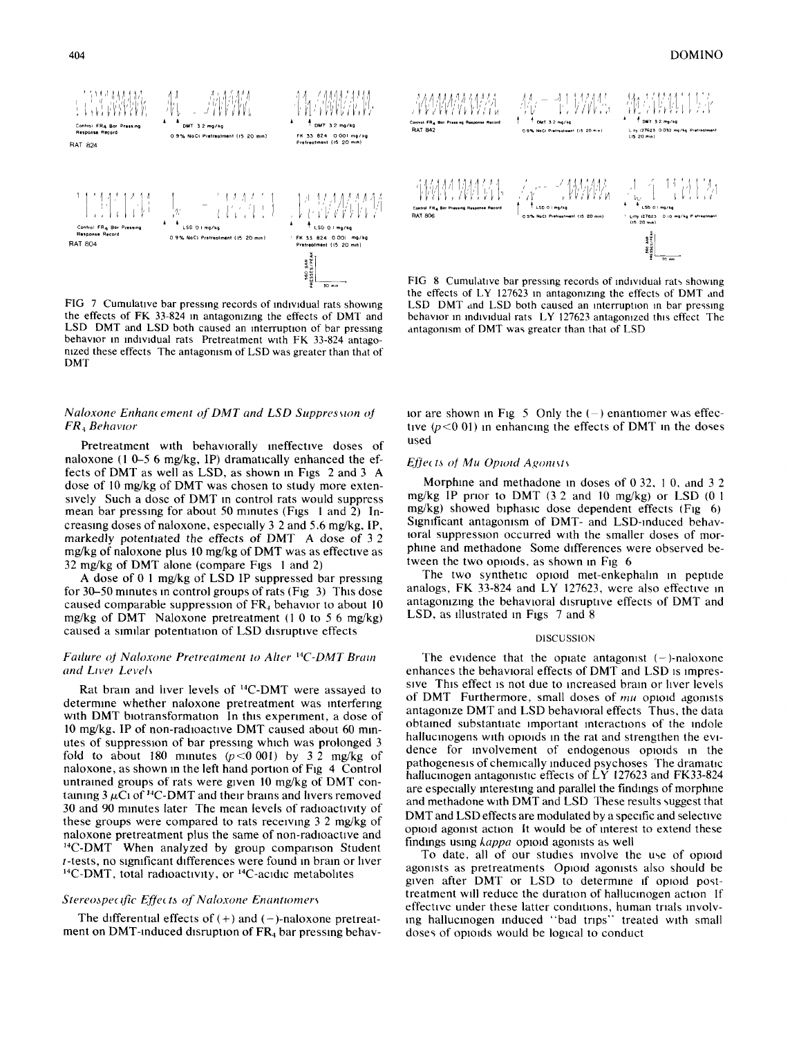Control FR4 Bar Pressing Response Record
RAT 824

DMT 3.2 mg/kg
0.9% NaCl Pretreatment (15–20 min)

DMT 3.2 mg/kg
FK 33-824 0.001 mg/kg Pretreatment (15–20 min)

Control FR4 Bar Pressing Response Record
RAT 804

LSD 0.1 mg/kg
0.9% NaCl Pretreatment (15–20 min)

LSD 0.1 mg/kg
FK 33-824 0.001 mg/kg Pretreatment (15–20 min)

560 BAR PRESSES/PEAK
30 min

FIG 7 Cumulative bar pressing records of individual rats showing the effects of FK 33-824 in antagonizing the effects of DMT and LSD DMT and LSD both caused an interruption of bar pressing behavior in individual rats Pretreatment with FK 33-824 antagonized these effects The antagonism of LSD was greater than that of DMT

Control FR4 Bar Pressing Response Record
RAT 842

DMT 3.2 mg/kg
0.9% NaCl Pretreatment (15–20 min)

DMT 3.2 mg/kg
Lilly 127623 0.032 mg/kg Pretreatment (15–20 min)

Control FR4 Bar Pressing Response Record
RAT 806

LSD 0.1 mg/kg
0.9% NaCl Pretreatment (15–20 min)

LSD 0.1 mg/kg
Lilly 127623 0.10 mg/kg Pretreatment (15–20 min)

560 BAR PRESSES/PEAK
30 min

FIG 8 Cumulative bar pressing records of individual rats showing the effects of LY 127623 in antagonizing the effects of DMT and LSD DMT and LSD both caused an interruption in bar pressing behavior in individual rats LY 127623 antagonized this effect The antagonism of DMT was greater than that of LSD

### *Naloxone Enhancement of DMT and LSD Suppression of $FR_4$ Behavior*

Pretreatment with behaviorally ineffective doses of naloxone (1 0–5 6 mg/kg, IP) dramatically enhanced the effects of DMT as well as LSD, as shown in Figs 2 and 3 A dose of 10 mg/kg of DMT was chosen to study more extensively Such a dose of DMT in control rats would suppress mean bar pressing for about 50 minutes (Figs 1 and 2) Increasing doses of naloxone, especially 3 2 and 5.6 mg/kg, IP, markedly potentiated the effects of DMT A dose of 3 2 mg/kg of naloxone plus 10 mg/kg of DMT was as effective as 32 mg/kg of DMT alone (compare Figs 1 and 2)

A dose of 0 1 mg/kg of LSD IP suppressed bar pressing for 30–50 minutes in control groups of rats (Fig 3) This dose caused comparable suppression of $FR_4$ behavior to about 10 mg/kg of DMT Naloxone pretreatment (1 0 to 5 6 mg/kg) caused a similar potentiation of LSD disruptive effects

### *Failure of Naloxone Pretreatment to Alter $^{14}C$-DMT Brain and Liver Levels*

Rat brain and liver levels of $^{14}C$-DMT were assayed to determine whether naloxone pretreatment was interfering with DMT biotransformation In this experiment, a dose of 10 mg/kg, IP of non-radioactive DMT caused about 60 minutes of suppression of bar pressing which was prolonged 3 fold to about 180 minutes ($p<0$ 001) by 3 2 mg/kg of naloxone, as shown in the left hand portion of Fig 4 Control untrained groups of rats were given 10 mg/kg of DMT containing 3 $\mu$Ci of $^{14}C$-DMT and their brains and livers removed 30 and 90 minutes later The mean levels of radioactivity of these groups were compared to rats receiving 3 2 mg/kg of naloxone pretreatment plus the same of non-radioactive and $^{14}C$-DMT When analyzed by group comparison Student $t$-tests, no significant differences were found in brain or liver $^{14}C$-DMT, total radioactivity, or $^{14}C$-acidic metabolites

### *Stereospecific Effects of Naloxone Enantiomers*

The differential effects of (+) and (−)-naloxone pretreatment on DMT-induced disruption of $FR_4$ bar pressing behavior are shown in Fig 5 Only the (−) enantiomer was effective ($p<0$ 01) in enhancing the effects of DMT in the doses used

### *Effects of Mu Opioid Agonists*

Morphine and methadone in doses of 0 32, 1 0, and 3 2 mg/kg IP prior to DMT (3 2 and 10 mg/kg) or LSD (0 1 mg/kg) showed biphasic dose dependent effects (Fig 6) Significant antagonism of DMT- and LSD-induced behavioral suppression occurred with the smaller doses of morphine and methadone Some differences were observed between the two opioids, as shown in Fig 6

The two synthetic opioid met-enkephalin in peptide analogs, FK 33-824 and LY 127623, were also effective in antagonizing the behavioral disruptive effects of DMT and LSD, as illustrated in Figs 7 and 8

## DISCUSSION

The evidence that the opiate antagonist (−)-naloxone enhances the behavioral effects of DMT and LSD is impressive This effect is not due to increased brain or liver levels of DMT Furthermore, small doses of *mu* opioid agonists antagonize DMT and LSD behavioral effects Thus, the data obtained substantiate important interactions of the indole hallucinogens with opioids in the rat and strengthen the evidence for involvement of endogenous opioids in the pathogenesis of chemically induced psychoses The dramatic hallucinogen antagonistic effects of LY 127623 and FK33-824 are especially interesting and parallel the findings of morphine and methadone with DMT and LSD These results suggest that DMT and LSD effects are modulated by a specific and selective opioid agonist action It would be of interest to extend these findings using *kappa* opioid agonists as well

To date, all of our studies involve the use of opioid agonists as pretreatments Opioid agonists also should be given after DMT or LSD to determine if opioid post-treatment will reduce the duration of hallucinogen action If effective under these latter conditions, human trials involving hallucinogen induced "bad trips" treated with small doses of opioids would be logical to conduct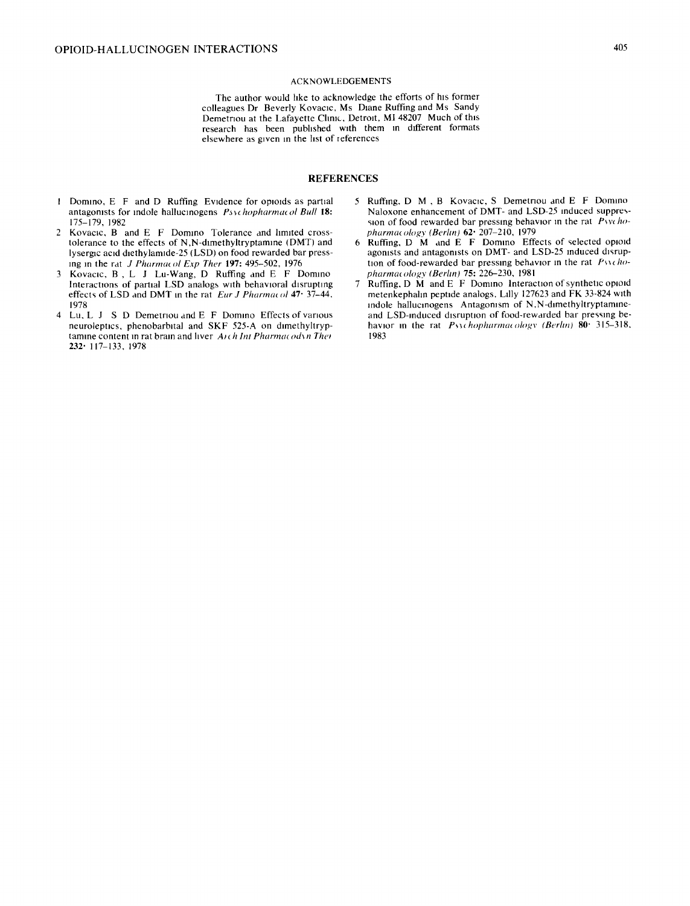## ACKNOWLEDGEMENTS

The author would like to acknowledge the efforts of his former colleagues Dr Beverly Kovacic, Ms Diane Ruffing and Ms Sandy Demetriou at the Lafayette Clinic, Detroit, MI 48207 Much of this research has been published with them in different formats elsewhere as given in the list of references

## REFERENCES

1. Domino, E F and D Ruffing Evidence for opioids as partial antagonists for indole hallucinogens *Psychopharmacol Bull* **18:** 175–179, 1982
2. Kovacic, B and E F Domino Tolerance and limited cross-tolerance to the effects of N,N-dimethyltryptamine (DMT) and lysergic acid diethylamide-25 (LSD) on food rewarded bar pressing in the rat *J Pharmacol Exp Ther* **197:** 495–502, 1976
3. Kovacic, B, L J Lu-Wang, D Ruffing and E F Domino Interactions of partial LSD analogs with behavioral disrupting effects of LSD and DMT in the rat *Eur J Pharmacol* **47:** 37–44, 1978
4. Lu, L J S D Demetriou and E F Domino Effects of various neuroleptics, phenobarbital and SKF 525-A on dimethyltryptamine content in rat brain and liver *Arch Int Pharmacodyn Ther* **232:** 117–133, 1978
5. Ruffing, D M, B Kovacic, S Demetriou and E F Domino Naloxone enhancement of DMT- and LSD-25 induced suppression of food rewarded bar pressing behavior in the rat *Psychopharmacology (Berlin)* **62:** 207–210, 1979
6. Ruffing, D M and E F Domino Effects of selected opioid agonists and antagonists on DMT- and LSD-25 induced disruption of food-rewarded bar pressing behavior in the rat *Psychopharmacology (Berlin)* **75:** 226–230, 1981
7. Ruffing, D M and E F Domino Interaction of synthetic opioid metenkephalin peptide analogs, Lilly 127623 and FK 33-824 with indole hallucinogens Antagonism of N,N-dimethyltryptamine- and LSD-induced disruption of food-rewarded bar pressing behavior in the rat *Psychopharmacology (Berlin)* **80:** 315–318, 1983